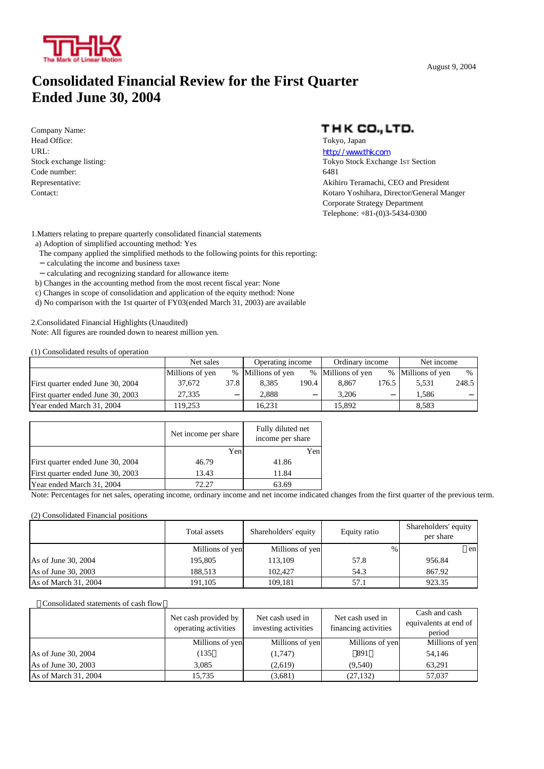August 9, 2004

# Consolidated Financial Review for the First Quarter Ended June 30, 2004

| | |
|---|---|
| Company Name: | **THK CO., LTD.** |
| Head Office: | Tokyo, Japan |
| URL: | http://www.thk.com |
| Stock exchange listing: | Tokyo Stock Exchange 1st Section |
| Code number: | 6481 |
| Representative: | Akihiro Teramachi, CEO and President |
| Contact: | Kotaro Yoshihara, Director/General Manger<br>Corporate Strategy Department<br>Telephone: +81-(0)3-5434-0300 |

1.Matters relating to prepare quarterly consolidated financial statements

a) Adoption of simplified accounting method: Yes

The company applied the simplified methods to the following points for this reporting:

－calculating the income and business taxes

－calculating and recognizing standard for allowance items

b) Changes in the accounting method from the most recent fiscal year: None

c) Changes in scope of consolidation and application of the equity method: None

d) No comparison with the 1st quarter of FY03(ended March 31, 2003) are available

2.Consolidated Financial Highlights (Unaudited)

Note: All figures are rounded down to nearest million yen.

(1) Consolidated results of operation

| | Net sales | | Operating income | | Ordinary income | | Net income | |
|---|---|---|---|---|---|---|---|---|
| | Millions of yen | % | Millions of yen | % | Millions of yen | % | Millions of yen | % |
| First quarter ended June 30, 2004 | 37,672 | 37.8 | 8,385 | 190.4 | 8,867 | 176.5 | 5,531 | 248.5 |
| First quarter ended June 30, 2003 | 27,335 | − | 2,888 | − | 3,206 | − | 1,586 | − |
| Year ended March 31, 2004 | 119,253 | | 16,231 | | 15,892 | | 8,583 | |

| | Net income per share | Fully diluted net income per share |
|---|---|---|
| | Yen | Yen |
| First quarter ended June 30, 2004 | 46.79 | 41.86 |
| First quarter ended June 30, 2003 | 13.43 | 11.84 |
| Year ended March 31, 2004 | 72.27 | 63.69 |

Note: Percentages for net sales, operating income, ordinary income and net income indicated changes from the first quarter of the previous term.

(2) Consolidated Financial positions

| | Total assets | Shareholders' equity | Equity ratio | Shareholders' equity per share |
|---|---|---|---|---|
| | Millions of yen | Millions of yen | % | Yen |
| As of June 30, 2004 | 195,805 | 113,109 | 57.8 | 956.84 |
| As of June 30, 2003 | 188,513 | 102,427 | 54.3 | 867.92 |
| As of March 31, 2004 | 191,105 | 109,181 | 57.1 | 923.35 |

(3) Consolidated statements of cash flow

| | Net cash provided by operating activities | Net cash used in investing activities | Net cash used in financing activities | Cash and cash equivalents at end of period |
|---|---|---|---|---|
| | Millions of yen | Millions of yen | Millions of yen | Millions of yen |
| As of June 30, 2004 | (135) | (1,747) | (891) | 54,146 |
| As of June 30, 2003 | 3,085 | (2,619) | (9,540) | 63,291 |
| As of March 31, 2004 | 15,735 | (3,681) | (27,132) | 57,037 |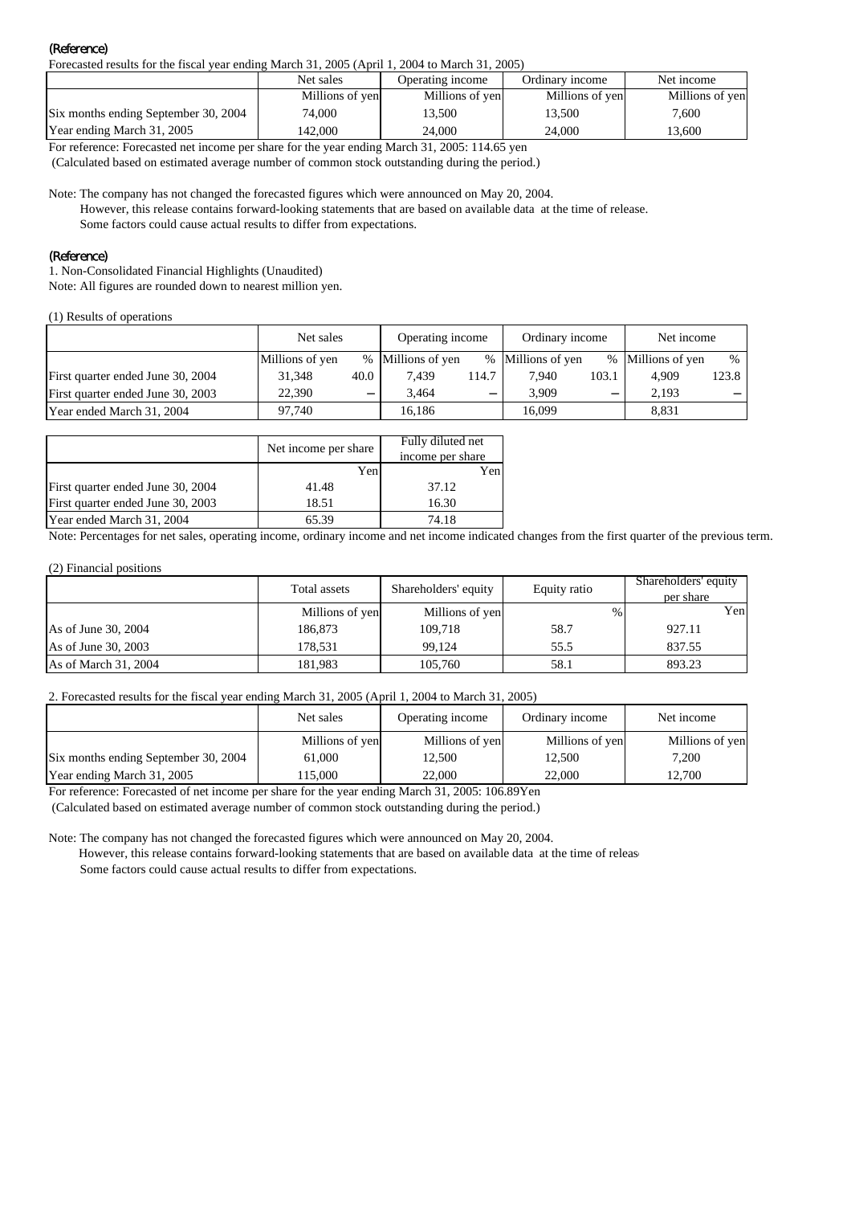(Reference)

Forecasted results for the fiscal year ending March 31, 2005 (April 1, 2004 to March 31, 2005)

| | Net sales | Operating income | Ordinary income | Net income |
|---|---|---|---|---|
| | Millions of yen | Millions of yen | Millions of yen | Millions of yen |
| Six months ending September 30, 2004 | 74,000 | 13,500 | 13,500 | 7,600 |
| Year ending March 31, 2005 | 142,000 | 24,000 | 24,000 | 13,600 |

For reference: Forecasted net income per share for the year ending March 31, 2005: 114.65 yen

(Calculated based on estimated average number of common stock outstanding during the period.)

Note: The company has not changed the forecasted figures which were announced on May 20, 2004.

However, this release contains forward-looking statements that are based on available data at the time of release.

Some factors could cause actual results to differ from expectations.

(Reference)

1. Non-Consolidated Financial Highlights (Unaudited)

Note: All figures are rounded down to nearest million yen.

(1) Results of operations

| | Net sales | | Operating income | | Ordinary income | | Net income | |
|---|---|---|---|---|---|---|---|---|
| | Millions of yen | % | Millions of yen | % | Millions of yen | % | Millions of yen | % |
| First quarter ended June 30, 2004 | 31,348 | 40.0 | 7,439 | 114.7 | 7,940 | 103.1 | 4,909 | 123.8 |
| First quarter ended June 30, 2003 | 22,390 | − | 3,464 | − | 3,909 | − | 2,193 | − |
| Year ended March 31, 2004 | 97,740 | | 16,186 | | 16,099 | | 8,831 | |

| | Net income per share | Fully diluted net income per share |
|---|---|---|
| | Yen | Yen |
| First quarter ended June 30, 2004 | 41.48 | 37.12 |
| First quarter ended June 30, 2003 | 18.51 | 16.30 |
| Year ended March 31, 2004 | 65.39 | 74.18 |

Note: Percentages for net sales, operating income, ordinary income and net income indicated changes from the first quarter of the previous term.

(2) Financial positions

| | Total assets | Shareholders' equity | Equity ratio | Shareholders' equity per share |
|---|---|---|---|---|
| | Millions of yen | Millions of yen | % | Yen |
| As of June 30, 2004 | 186,873 | 109,718 | 58.7 | 927.11 |
| As of June 30, 2003 | 178,531 | 99,124 | 55.5 | 837.55 |
| As of March 31, 2004 | 181,983 | 105,760 | 58.1 | 893.23 |

2. Forecasted results for the fiscal year ending March 31, 2005 (April 1, 2004 to March 31, 2005)

| | Net sales | Operating income | Ordinary income | Net income |
|---|---|---|---|---|
| | Millions of yen | Millions of yen | Millions of yen | Millions of yen |
| Six months ending September 30, 2004 | 61,000 | 12,500 | 12,500 | 7,200 |
| Year ending March 31, 2005 | 115,000 | 22,000 | 22,000 | 12,700 |

For reference: Forecasted of net income per share for the year ending March 31, 2005: 106.89Yen

(Calculated based on estimated average number of common stock outstanding during the period.)

Note: The company has not changed the forecasted figures which were announced on May 20, 2004.

However, this release contains forward-looking statements that are based on available data at the time of releas

Some factors could cause actual results to differ from expectations.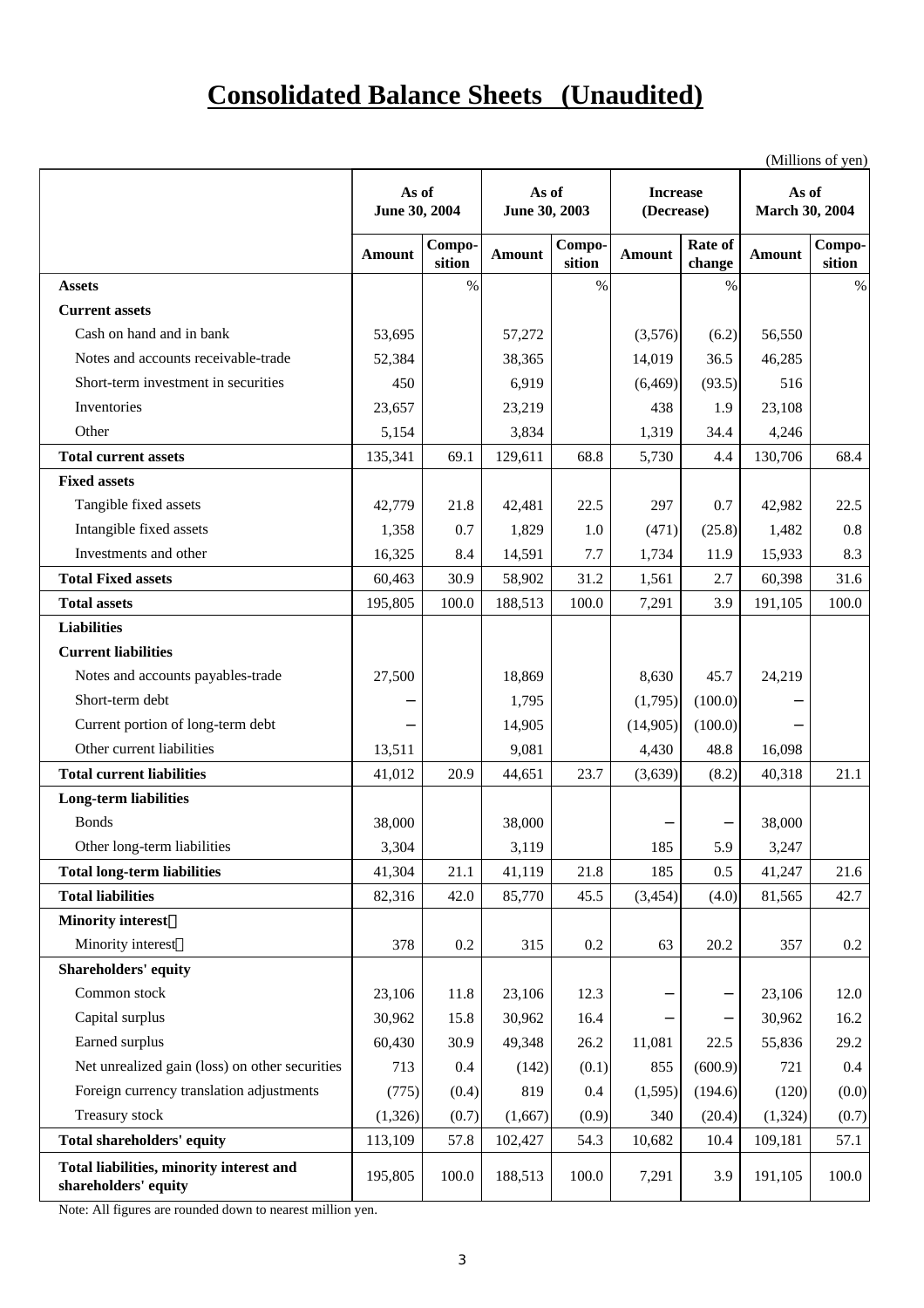# Consolidated Balance Sheets (Unaudited)

(Millions of yen)

| | As of June 30, 2004 | | As of June 30, 2003 | | Increase (Decrease) | | As of March 30, 2004 | |
|---|---|---|---|---|---|---|---|---|
| | Amount | Compo-sition | Amount | Compo-sition | Amount | Rate of change | Amount | Compo-sition |
| **Assets** | | % | | % | | % | | % |
| **Current assets** | | | | | | | | |
| Cash on hand and in bank | 53,695 | | 57,272 | | (3,576) | (6.2) | 56,550 | |
| Notes and accounts receivable-trade | 52,384 | | 38,365 | | 14,019 | 36.5 | 46,285 | |
| Short-term investment in securities | 450 | | 6,919 | | (6,469) | (93.5) | 516 | |
| Inventories | 23,657 | | 23,219 | | 438 | 1.9 | 23,108 | |
| Other | 5,154 | | 3,834 | | 1,319 | 34.4 | 4,246 | |
| **Total current assets** | 135,341 | 69.1 | 129,611 | 68.8 | 5,730 | 4.4 | 130,706 | 68.4 |
| **Fixed assets** | | | | | | | | |
| Tangible fixed assets | 42,779 | 21.8 | 42,481 | 22.5 | 297 | 0.7 | 42,982 | 22.5 |
| Intangible fixed assets | 1,358 | 0.7 | 1,829 | 1.0 | (471) | (25.8) | 1,482 | 0.8 |
| Investments and other | 16,325 | 8.4 | 14,591 | 7.7 | 1,734 | 11.9 | 15,933 | 8.3 |
| **Total Fixed assets** | 60,463 | 30.9 | 58,902 | 31.2 | 1,561 | 2.7 | 60,398 | 31.6 |
| **Total assets** | 195,805 | 100.0 | 188,513 | 100.0 | 7,291 | 3.9 | 191,105 | 100.0 |
| **Liabilities** | | | | | | | | |
| **Current liabilities** | | | | | | | | |
| Notes and accounts payables-trade | 27,500 | | 18,869 | | 8,630 | 45.7 | 24,219 | |
| Short-term debt | – | | 1,795 | | (1,795) | (100.0) | – | |
| Current portion of long-term debt | – | | 14,905 | | (14,905) | (100.0) | – | |
| Other current liabilities | 13,511 | | 9,081 | | 4,430 | 48.8 | 16,098 | |
| **Total current liabilities** | 41,012 | 20.9 | 44,651 | 23.7 | (3,639) | (8.2) | 40,318 | 21.1 |
| **Long-term liabilities** | | | | | | | | |
| Bonds | 38,000 | | 38,000 | | – | – | 38,000 | |
| Other long-term liabilities | 3,304 | | 3,119 | | 185 | 5.9 | 3,247 | |
| **Total long-term liabilities** | 41,304 | 21.1 | 41,119 | 21.8 | 185 | 0.5 | 41,247 | 21.6 |
| **Total liabilities** | 82,316 | 42.0 | 85,770 | 45.5 | (3,454) | (4.0) | 81,565 | 42.7 |
| **Minority interest** | | | | | | | | |
| Minority interest | 378 | 0.2 | 315 | 0.2 | 63 | 20.2 | 357 | 0.2 |
| **Shareholders' equity** | | | | | | | | |
| Common stock | 23,106 | 11.8 | 23,106 | 12.3 | – | – | 23,106 | 12.0 |
| Capital surplus | 30,962 | 15.8 | 30,962 | 16.4 | – | – | 30,962 | 16.2 |
| Earned surplus | 60,430 | 30.9 | 49,348 | 26.2 | 11,081 | 22.5 | 55,836 | 29.2 |
| Net unrealized gain (loss) on other securities | 713 | 0.4 | (142) | (0.1) | 855 | (600.9) | 721 | 0.4 |
| Foreign currency translation adjustments | (775) | (0.4) | 819 | 0.4 | (1,595) | (194.6) | (120) | (0.0) |
| Treasury stock | (1,326) | (0.7) | (1,667) | (0.9) | 340 | (20.4) | (1,324) | (0.7) |
| **Total shareholders' equity** | 113,109 | 57.8 | 102,427 | 54.3 | 10,682 | 10.4 | 109,181 | 57.1 |
| **Total liabilities, minority interest and shareholders' equity** | 195,805 | 100.0 | 188,513 | 100.0 | 7,291 | 3.9 | 191,105 | 100.0 |

Note: All figures are rounded down to nearest million yen.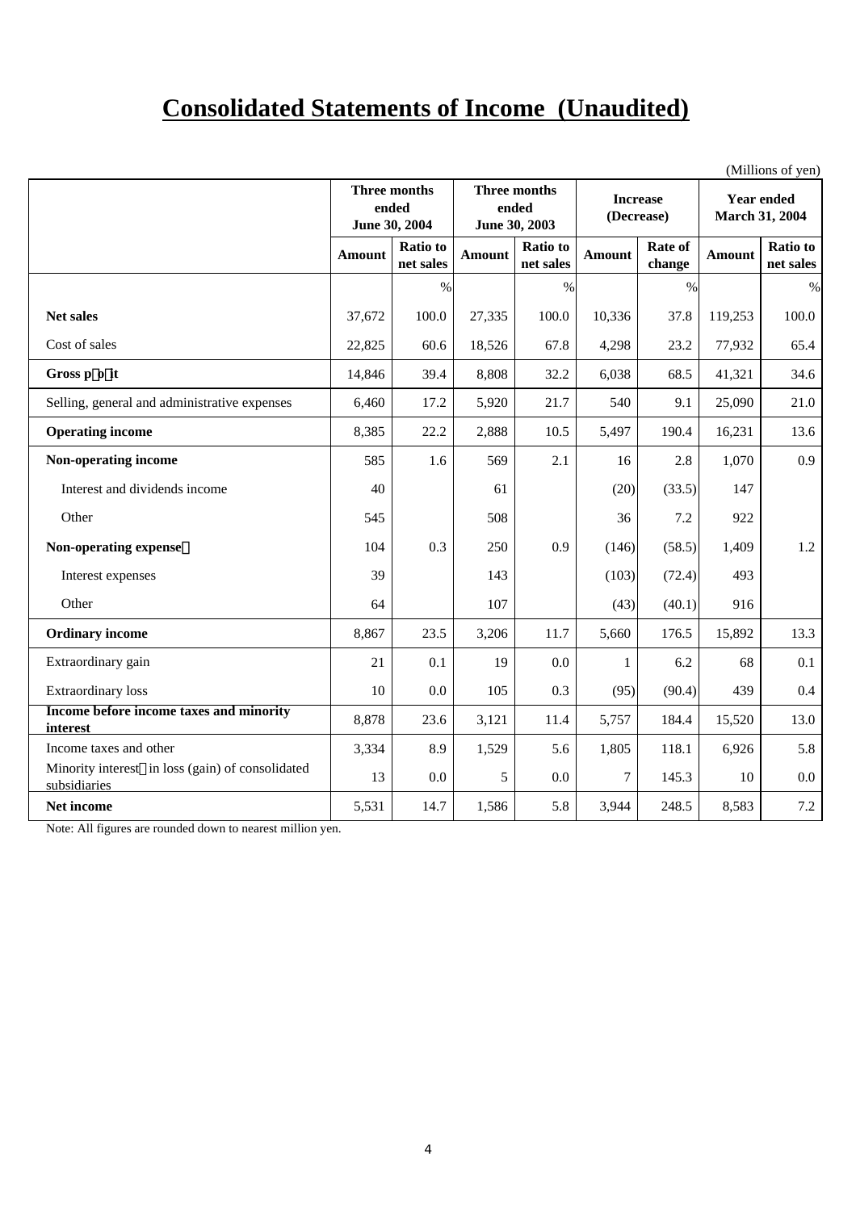# Consolidated Statements of Income (Unaudited)

(Millions of yen)

| | Three months ended June 30, 2004 | | Three months ended June 30, 2003 | | Increase (Decrease) | | Year ended March 31, 2004 | |
|---|---|---|---|---|---|---|---|---|
| | Amount | Ratio to net sales | Amount | Ratio to net sales | Amount | Rate of change | Amount | Ratio to net sales |
| | | % | | % | | % | | % |
| **Net sales** | 37,672 | 100.0 | 27,335 | 100.0 | 10,336 | 37.8 | 119,253 | 100.0 |
| Cost of sales | 22,825 | 60.6 | 18,526 | 67.8 | 4,298 | 23.2 | 77,932 | 65.4 |
| **Gross profit** | 14,846 | 39.4 | 8,808 | 32.2 | 6,038 | 68.5 | 41,321 | 34.6 |
| Selling, general and administrative expenses | 6,460 | 17.2 | 5,920 | 21.7 | 540 | 9.1 | 25,090 | 21.0 |
| **Operating income** | 8,385 | 22.2 | 2,888 | 10.5 | 5,497 | 190.4 | 16,231 | 13.6 |
| **Non-operating income** | 585 | 1.6 | 569 | 2.1 | 16 | 2.8 | 1,070 | 0.9 |
| Interest and dividends income | 40 | | 61 | | (20) | (33.5) | 147 | |
| Other | 545 | | 508 | | 36 | 7.2 | 922 | |
| **Non-operating expenses** | 104 | 0.3 | 250 | 0.9 | (146) | (58.5) | 1,409 | 1.2 |
| Interest expenses | 39 | | 143 | | (103) | (72.4) | 493 | |
| Other | 64 | | 107 | | (43) | (40.1) | 916 | |
| **Ordinary income** | 8,867 | 23.5 | 3,206 | 11.7 | 5,660 | 176.5 | 15,892 | 13.3 |
| Extraordinary gain | 21 | 0.1 | 19 | 0.0 | 1 | 6.2 | 68 | 0.1 |
| Extraordinary loss | 10 | 0.0 | 105 | 0.3 | (95) | (90.4) | 439 | 0.4 |
| **Income before income taxes and minority interest** | 8,878 | 23.6 | 3,121 | 11.4 | 5,757 | 184.4 | 15,520 | 13.0 |
| Income taxes and other | 3,334 | 8.9 | 1,529 | 5.6 | 1,805 | 118.1 | 6,926 | 5.8 |
| Minority interests in loss (gain) of consolidated subsidiaries | 13 | 0.0 | 5 | 0.0 | 7 | 145.3 | 10 | 0.0 |
| **Net income** | 5,531 | 14.7 | 1,586 | 5.8 | 3,944 | 248.5 | 8,583 | 7.2 |

Note: All figures are rounded down to nearest million yen.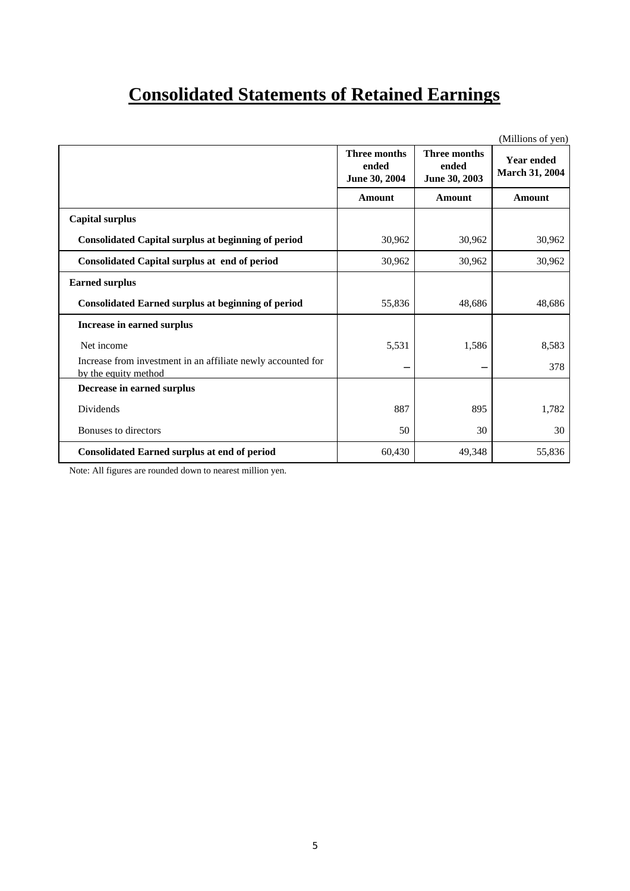# Consolidated Statements of Retained Earnings

(Millions of yen)

| | Three months ended June 30, 2004 | Three months ended June 30, 2003 | Year ended March 31, 2004 |
|---|---|---|---|
| | Amount | Amount | Amount |
| **Capital surplus** | | | |
| **Consolidated Capital surplus at beginning of period** | 30,962 | 30,962 | 30,962 |
| **Consolidated Capital surplus at end of period** | 30,962 | 30,962 | 30,962 |
| **Earned surplus** | | | |
| **Consolidated Earned surplus at beginning of period** | 55,836 | 48,686 | 48,686 |
| **Increase in earned surplus** | | | |
| Net income | 5,531 | 1,586 | 8,583 |
| Increase from investment in an affiliate newly accounted for by the equity method | – | – | 378 |
| **Decrease in earned surplus** | | | |
| Dividends | 887 | 895 | 1,782 |
| Bonuses to directors | 50 | 30 | 30 |
| **Consolidated Earned surplus at end of period** | 60,430 | 49,348 | 55,836 |

Note: All figures are rounded down to nearest million yen.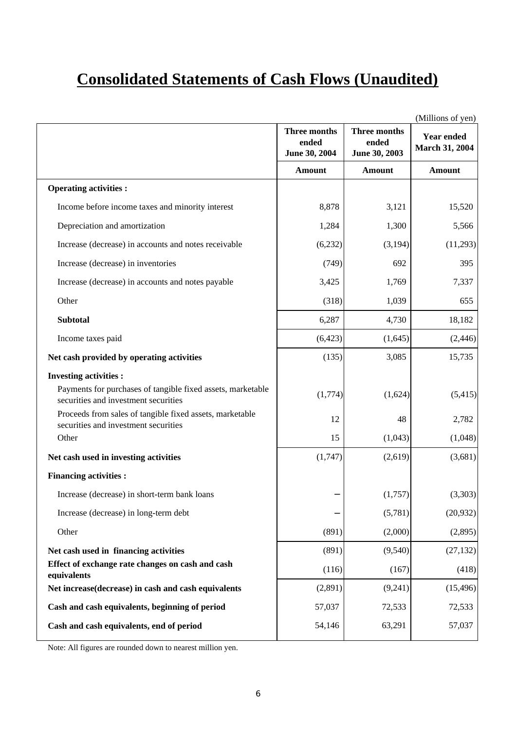# Consolidated Statements of Cash Flows (Unaudited)

(Millions of yen)

| | Three months ended June 30, 2004 | Three months ended June 30, 2003 | Year ended March 31, 2004 |
|---|---|---|---|
| | **Amount** | **Amount** | **Amount** |
| **Operating activities :** | | | |
| Income before income taxes and minority interest | 8,878 | 3,121 | 15,520 |
| Depreciation and amortization | 1,284 | 1,300 | 5,566 |
| Increase (decrease) in accounts and notes receivable | (6,232) | (3,194) | (11,293) |
| Increase (decrease) in inventories | (749) | 692 | 395 |
| Increase (decrease) in accounts and notes payable | 3,425 | 1,769 | 7,337 |
| Other | (318) | 1,039 | 655 |
| **Subtotal** | 6,287 | 4,730 | 18,182 |
| Income taxes paid | (6,423) | (1,645) | (2,446) |
| **Net cash provided by operating activities** | (135) | 3,085 | 15,735 |
| **Investing activities :** | | | |
| Payments for purchases of tangible fixed assets, marketable securities and investment securities | (1,774) | (1,624) | (5,415) |
| Proceeds from sales of tangible fixed assets, marketable securities and investment securities | 12 | 48 | 2,782 |
| Other | 15 | (1,043) | (1,048) |
| **Net cash used in investing activities** | (1,747) | (2,619) | (3,681) |
| **Financing activities :** | | | |
| Increase (decrease) in short-term bank loans | − | (1,757) | (3,303) |
| Increase (decrease) in long-term debt | − | (5,781) | (20,932) |
| Other | (891) | (2,000) | (2,895) |
| **Net cash used in financing activities** | (891) | (9,540) | (27,132) |
| **Effect of exchange rate changes on cash and cash equivalents** | (116) | (167) | (418) |
| **Net increase(decrease) in cash and cash equivalents** | (2,891) | (9,241) | (15,496) |
| **Cash and cash equivalents, beginning of period** | 57,037 | 72,533 | 72,533 |
| **Cash and cash equivalents, end of period** | 54,146 | 63,291 | 57,037 |

Note: All figures are rounded down to nearest million yen.